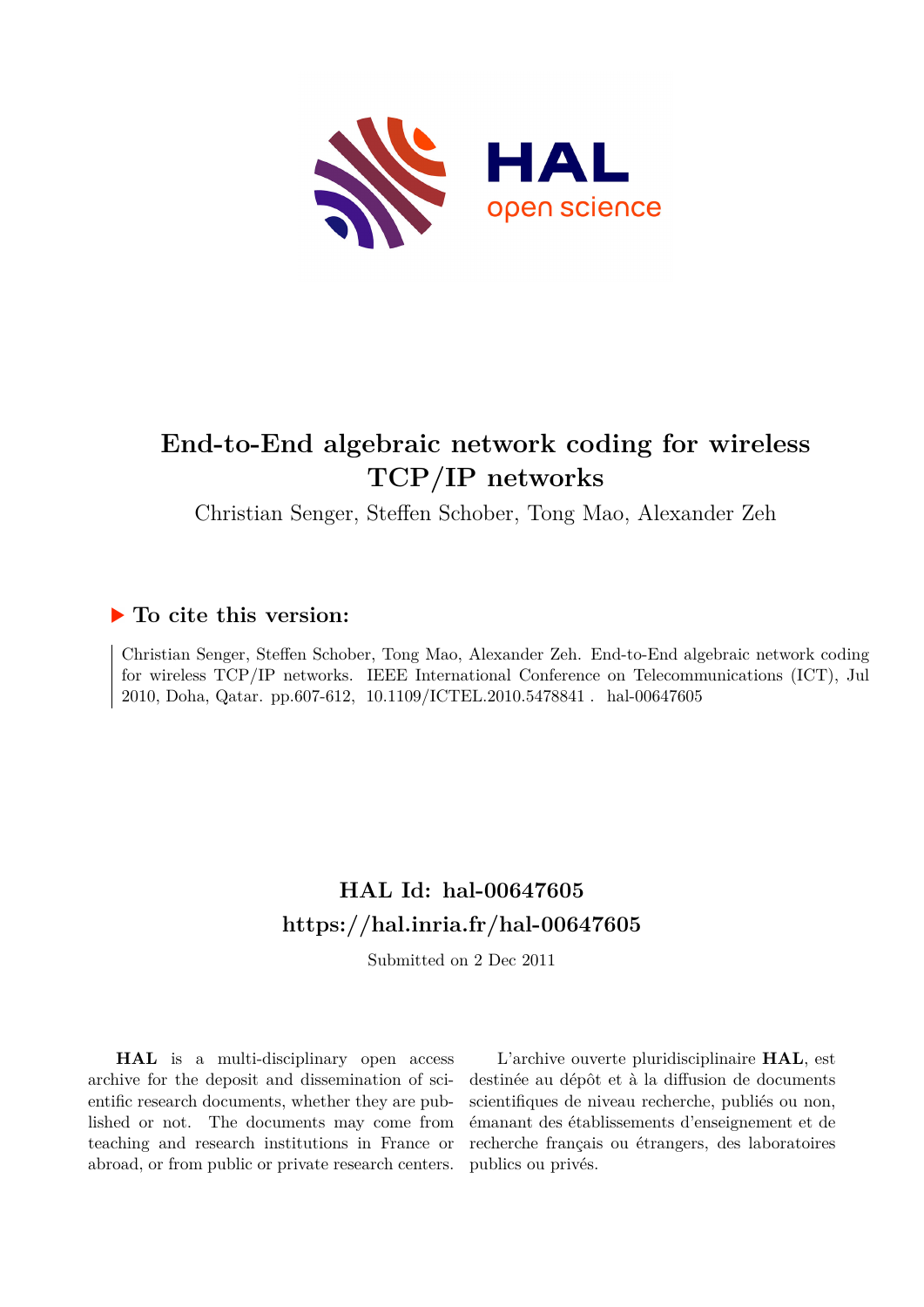# End-to-End algebraic network coding for wireless TCP/IP networks

Christian Senger, Steffen Schober, Tong Mao, Alexander Zeh

## ▶ To cite this version:

Christian Senger, Steffen Schober, Tong Mao, Alexander Zeh. End-to-End algebraic network coding for wireless TCP/IP networks. IEEE International Conference on Telecommunications (ICT), Jul 2010, Doha, Qatar. pp.607-612, 10.1109/ICTEL.2010.5478841 . hal-00647605

## HAL Id: hal-00647605
## https://hal.inria.fr/hal-00647605

Submitted on 2 Dec 2011

**HAL** is a multi-disciplinary open access archive for the deposit and dissemination of scientific research documents, whether they are published or not. The documents may come from teaching and research institutions in France or abroad, or from public or private research centers.

L'archive ouverte pluridisciplinaire **HAL**, est destinée au dépôt et à la diffusion de documents scientifiques de niveau recherche, publiés ou non, émanant des établissements d'enseignement et de recherche français ou étrangers, des laboratoires publics ou privés.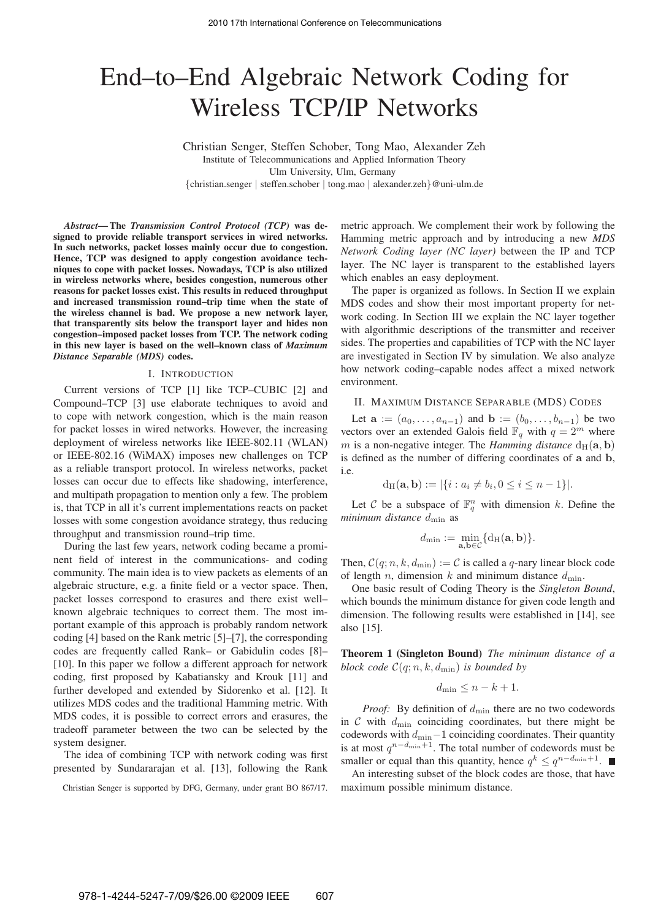# End–to–End Algebraic Network Coding for Wireless TCP/IP Networks

Christian Senger, Steffen Schober, Tong Mao, Alexander Zeh
Institute of Telecommunications and Applied Information Theory
Ulm University, Ulm, Germany
{christian.senger | steffen.schober | tong.mao | alexander.zeh}@uni-ulm.de

***Abstract*— The *Transmission Control Protocol (TCP)* was designed to provide reliable transport services in wired networks. In such networks, packet losses mainly occur due to congestion. Hence, TCP was designed to apply congestion avoidance techniques to cope with packet losses. Nowadays, TCP is also utilized in wireless networks where, besides congestion, numerous other reasons for packet losses exist. This results in reduced throughput and increased transmission round–trip time when the state of the wireless channel is bad. We propose a new network layer, that transparently sits below the transport layer and hides non congestion–imposed packet losses from TCP. The network coding in this new layer is based on the well–known class of *Maximum Distance Separable (MDS)* codes.**

## I. Introduction

Current versions of TCP [1] like TCP–CUBIC [2] and Compound–TCP [3] use elaborate techniques to avoid and to cope with network congestion, which is the main reason for packet losses in wired networks. However, the increasing deployment of wireless networks like IEEE-802.11 (WLAN) or IEEE-802.16 (WiMAX) imposes new challenges on TCP as a reliable transport protocol. In wireless networks, packet losses can occur due to effects like shadowing, interference, and multipath propagation to mention only a few. The problem is, that TCP in all it's current implementations reacts on packet losses with some congestion avoidance strategy, thus reducing throughput and transmission round–trip time.

During the last few years, network coding became a prominent field of interest in the communications- and coding community. The main idea is to view packets as elements of an algebraic structure, e.g. a finite field or a vector space. Then, packet losses correspond to erasures and there exist well–known algebraic techniques to correct them. The most important example of this approach is probably random network coding [4] based on the Rank metric [5]–[7], the corresponding codes are frequently called Rank– or Gabidulin codes [8]–[10]. In this paper we follow a different approach for network coding, first proposed by Kabatiansky and Krouk [11] and further developed and extended by Sidorenko et al. [12]. It utilizes MDS codes and the traditional Hamming metric. With MDS codes, it is possible to correct errors and erasures, the tradeoff parameter between the two can be selected by the system designer.

The idea of combining TCP with network coding was first presented by Sundararajan et al. [13], following the Rank metric approach. We complement their work by following the Hamming metric approach and by introducing a new *MDS Network Coding layer (NC layer)* between the IP and TCP layer. The NC layer is transparent to the established layers which enables an easy deployment.

Christian Senger is supported by DFG, Germany, under grant BO 867/17.

The paper is organized as follows. In Section II we explain MDS codes and show their most important property for network coding. In Section III we explain the NC layer together with algorithmic descriptions of the transmitter and receiver sides. The properties and capabilities of TCP with the NC layer are investigated in Section IV by simulation. We also analyze how network coding–capable nodes affect a mixed network environment.

## II. Maximum Distance Separable (MDS) Codes

Let $\mathbf{a} := (a_0, \ldots, a_{n-1})$ and $\mathbf{b} := (b_0, \ldots, b_{n-1})$ be two vectors over an extended Galois field $\mathbb{F}_q$ with $q = 2^m$ where $m$ is a non-negative integer. The *Hamming distance* $\mathrm{d_H}(\mathbf{a}, \mathbf{b})$ is defined as the number of differing coordinates of $\mathbf{a}$ and $\mathbf{b}$, i.e.

$$\mathrm{d_H}(\mathbf{a}, \mathbf{b}) := |\{i : a_i \neq b_i, 0 \leq i \leq n-1\}|.$$

Let $\mathcal{C}$ be a subspace of $\mathbb{F}_q^n$ with dimension $k$. Define the *minimum distance* $d_{\min}$ as

$$d_{\min} := \min_{\mathbf{a},\mathbf{b} \in \mathcal{C}} \{\mathrm{d_H}(\mathbf{a}, \mathbf{b})\}.$$

Then, $\mathcal{C}(q; n, k, d_{\min}) := \mathcal{C}$ is called a $q$-nary linear block code of length $n$, dimension $k$ and minimum distance $d_{\min}$.

One basic result of Coding Theory is the *Singleton Bound*, which bounds the minimum distance for given code length and dimension. The following results were established in [14], see also [15].

**Theorem 1 (Singleton Bound)** *The minimum distance of a block code $\mathcal{C}(q; n, k, d_{\min})$ is bounded by*

$$d_{\min} \leq n - k + 1.$$

*Proof:* By definition of $d_{\min}$ there are no two codewords in $\mathcal{C}$ with $d_{\min}$ coinciding coordinates, but there might be codewords with $d_{\min}-1$ coinciding coordinates. Their quantity is at most $q^{n-d_{\min}+1}$. The total number of codewords must be smaller or equal than this quantity, hence $q^k \leq q^{n-d_{\min}+1}$. ■

An interesting subset of the block codes are those, that have maximum possible minimum distance.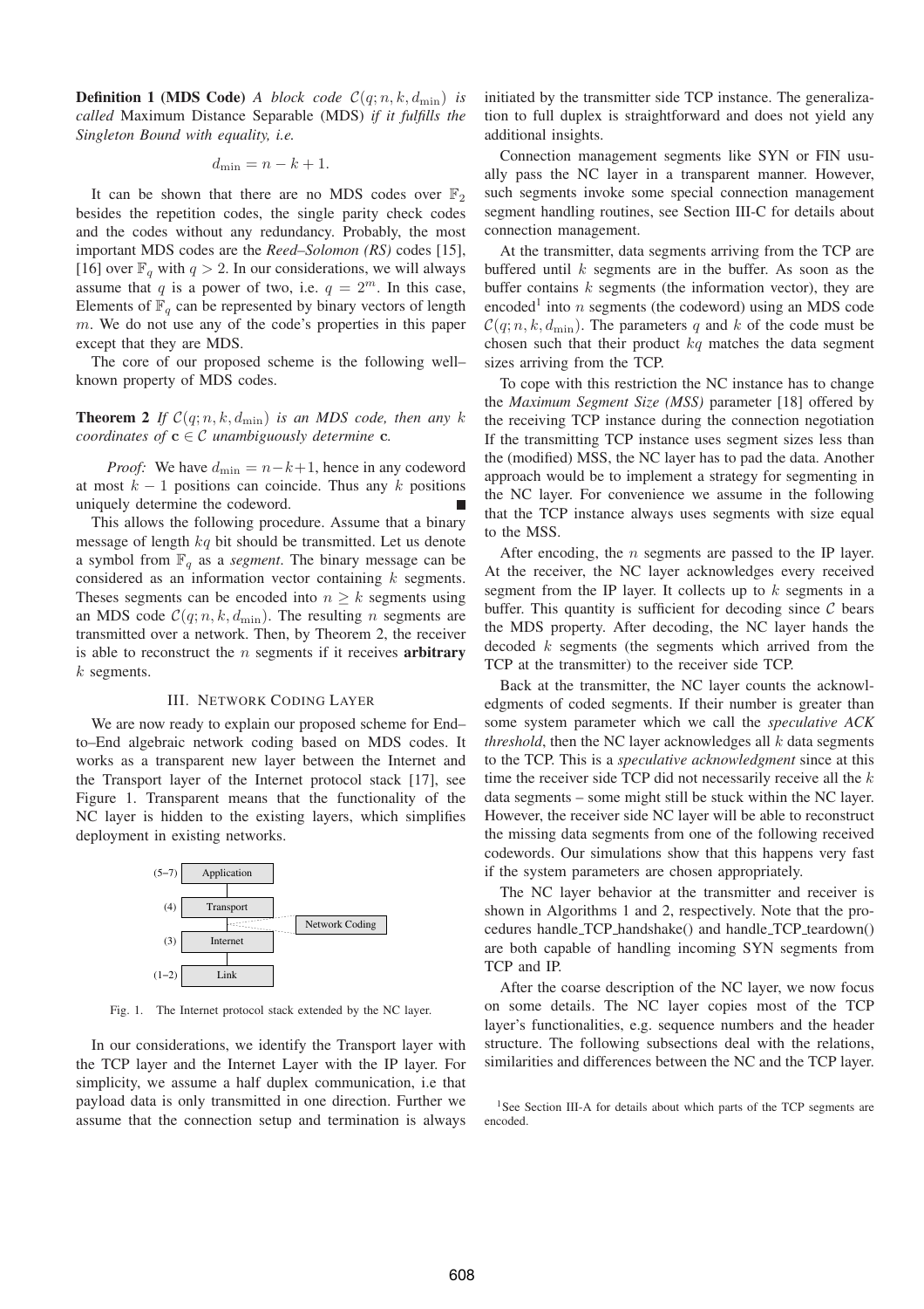**Definition 1 (MDS Code)** *A block code $\mathcal{C}(q; n, k, d_{\min})$ is called* Maximum Distance Separable (MDS) *if it fulfills the Singleton Bound with equality, i.e.*

$$d_{\min} = n - k + 1.$$

It can be shown that there are no MDS codes over $\mathbb{F}_2$ besides the repetition codes, the single parity check codes and the codes without any redundancy. Probably, the most important MDS codes are the *Reed–Solomon (RS)* codes [15], [16] over $\mathbb{F}_q$ with $q > 2$. In our considerations, we will always assume that $q$ is a power of two, i.e. $q = 2^m$. In this case, Elements of $\mathbb{F}_q$ can be represented by binary vectors of length $m$. We do not use any of the code's properties in this paper except that they are MDS.

The core of our proposed scheme is the following well–known property of MDS codes.

**Theorem 2** *If $\mathcal{C}(q; n, k, d_{\min})$ is an MDS code, then any $k$ coordinates of $\mathbf{c} \in \mathcal{C}$ unambiguously determine* $\mathbf{c}$*.*

*Proof:* We have $d_{\min} = n-k+1$, hence in any codeword at most $k - 1$ positions can coincide. Thus any $k$ positions uniquely determine the codeword. ■

This allows the following procedure. Assume that a binary message of length $kq$ bit should be transmitted. Let us denote a symbol from $\mathbb{F}_q$ as a *segment*. The binary message can be considered as an information vector containing $k$ segments. Theses segments can be encoded into $n \geq k$ segments using an MDS code $\mathcal{C}(q; n, k, d_{\min})$. The resulting $n$ segments are transmitted over a network. Then, by Theorem 2, the receiver is able to reconstruct the $n$ segments if it receives **arbitrary** $k$ segments.

## III. Network Coding Layer

We are now ready to explain our proposed scheme for End–to–End algebraic network coding based on MDS codes. It works as a transparent new layer between the Internet and the Transport layer of the Internet protocol stack [17], see Figure 1. Transparent means that the functionality of the NC layer is hidden to the existing layers, which simplifies deployment in existing networks.

(5–7) Application
(4) Transport
Network Coding
(3) Internet
(1–2) Link

Fig. 1. The Internet protocol stack extended by the NC layer.

In our considerations, we identify the Transport layer with the TCP layer and the Internet Layer with the IP layer. For simplicity, we assume a half duplex communication, i.e that payload data is only transmitted in one direction. Further we assume that the connection setup and termination is always initiated by the transmitter side TCP instance. The generalization to full duplex is straightforward and does not yield any additional insights.

Connection management segments like SYN or FIN usually pass the NC layer in a transparent manner. However, such segments invoke some special connection management segment handling routines, see Section III-C for details about connection management.

At the transmitter, data segments arriving from the TCP are buffered until $k$ segments are in the buffer. As soon as the buffer contains $k$ segments (the information vector), they are encoded[1] into $n$ segments (the codeword) using an MDS code $\mathcal{C}(q; n, k, d_{\min})$. The parameters $q$ and $k$ of the code must be chosen such that their product $kq$ matches the data segment sizes arriving from the TCP.

To cope with this restriction the NC instance has to change the *Maximum Segment Size (MSS)* parameter [18] offered by the receiving TCP instance during the connection negotiation If the transmitting TCP instance uses segment sizes less than the (modified) MSS, the NC layer has to pad the data. Another approach would be to implement a strategy for segmenting in the NC layer. For convenience we assume in the following that the TCP instance always uses segments with size equal to the MSS.

After encoding, the $n$ segments are passed to the IP layer. At the receiver, the NC layer acknowledges every received segment from the IP layer. It collects up to $k$ segments in a buffer. This quantity is sufficient for decoding since $\mathcal{C}$ bears the MDS property. After decoding, the NC layer hands the decoded $k$ segments (the segments which arrived from the TCP at the transmitter) to the receiver side TCP.

Back at the transmitter, the NC layer counts the acknowledgments of coded segments. If their number is greater than some system parameter which we call the *speculative ACK threshold*, then the NC layer acknowledges all $k$ data segments to the TCP. This is a *speculative acknowledgment* since at this time the receiver side TCP did not necessarily receive all the $k$ data segments – some might still be stuck within the NC layer. However, the receiver side NC layer will be able to reconstruct the missing data segments from one of the following received codewords. Our simulations show that this happens very fast if the system parameters are chosen appropriately.

The NC layer behavior at the transmitter and receiver is shown in Algorithms 1 and 2, respectively. Note that the procedures handle_TCP_handshake() and handle_TCP_teardown() are both capable of handling incoming SYN segments from TCP and IP.

After the coarse description of the NC layer, we now focus on some details. The NC layer copies most of the TCP layer's functionalities, e.g. sequence numbers and the header structure. The following subsections deal with the relations, similarities and differences between the NC and the TCP layer.

[1] See Section III-A for details about which parts of the TCP segments are encoded.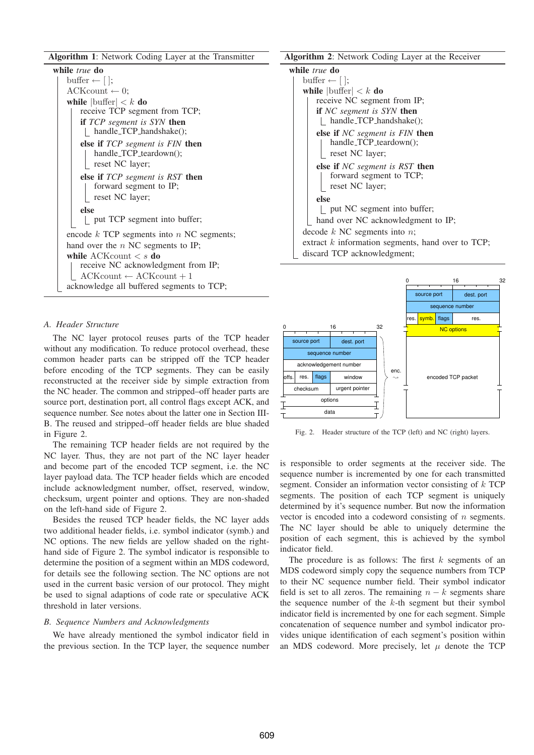**Algorithm 1**: Network Coding Layer at the Transmitter

```
while true do
    buffer ← [ ];
    ACKcount ← 0;
    while |buffer| < k do
        receive TCP segment from TCP;
        if TCP segment is SYN then
            handle_TCP_handshake();
        else if TCP segment is FIN then
            handle_TCP_teardown();
            reset NC layer;
        else if TCP segment is RST then
            forward segment to IP;
            reset NC layer;
        else
            put TCP segment into buffer;
    encode k TCP segments into n NC segments;
    hand over the n NC segments to IP;
    while ACKcount < s do
        receive NC acknowledgment from IP;
        ACKcount ← ACKcount + 1
    acknowledge all buffered segments to TCP;
```

**Algorithm 2**: Network Coding Layer at the Receiver

```
while true do
    buffer ← [ ];
    while |buffer| < k do
        receive NC segment from IP;
        if NC segment is SYN then
            handle_TCP_handshake();
        else if NC segment is FIN then
            handle_TCP_teardown();
            reset NC layer;
        else if NC segment is RST then
            forward segment to TCP;
            reset NC layer;
        else
            put NC segment into buffer;
        hand over NC acknowledgment to IP;
    decode k NC segments into n;
    extract k information segments, hand over to TCP;
    discard TCP acknowledgment;
```

### A. Header Structure

The NC layer protocol reuses parts of the TCP header without any modification. To reduce protocol overhead, these common header parts can be stripped off the TCP header before encoding of the TCP segments. They can be easily reconstructed at the receiver side by simple extraction from the NC header. The common and stripped–off header parts are source port, destination port, all control flags except ACK, and sequence number. See notes about the latter one in Section III-B. The reused and stripped–off header fields are blue shaded in Figure 2.

The remaining TCP header fields are not required by the NC layer. Thus, they are not part of the NC layer header and become part of the encoded TCP segment, i.e. the NC layer payload data. The TCP header fields which are encoded include acknowledgment number, offset, reserved, window, checksum, urgent pointer and options. They are non-shaded on the left-hand side of Figure 2.

Besides the reused TCP header fields, the NC layer adds two additional header fields, i.e. symbol indicator (symb.) and NC options. The new fields are yellow shaded on the right-hand side of Figure 2. The symbol indicator is responsible to determine the position of a segment within an MDS codeword, for details see the following section. The NC options are not used in the current basic version of our protocol. They might be used to signal adaptions of code rate or speculative ACK threshold in later versions.

### B. Sequence Numbers and Acknowledgments

We have already mentioned the symbol indicator field in the previous section. In the TCP layer, the sequence number is responsible to order segments at the receiver side. The sequence number is incremented by one for each transmitted segment. Consider an information vector consisting of $k$ TCP segments. The position of each TCP segment is uniquely determined by it's sequence number. But now the information vector is encoded into a codeword consisting of $n$ segments. The NC layer should be able to uniquely determine the position of each segment, this is achieved by the symbol indicator field.

0
16
32
source port
dest. port
sequence number
acknowledgement number
offs.
res.
flags
window
checksum
urgent pointer
options
data
enc.
0
16
32
source port
dest. port
sequence number
res.
symb.
flags
res.
NC options
encoded TCP packet

Fig. 2. Header structure of the TCP (left) and NC (right) layers.

The procedure is as follows: The first $k$ segments of an MDS codeword simply copy the sequence numbers from TCP to their NC sequence number field. Their symbol indicator field is set to all zeros. The remaining $n-k$ segments share the sequence number of the $k$-th segment but their symbol indicator field is incremented by one for each segment. Simple concatenation of sequence number and symbol indicator provides unique identification of each segment's position within an MDS codeword. More precisely, let $\mu$ denote the TCP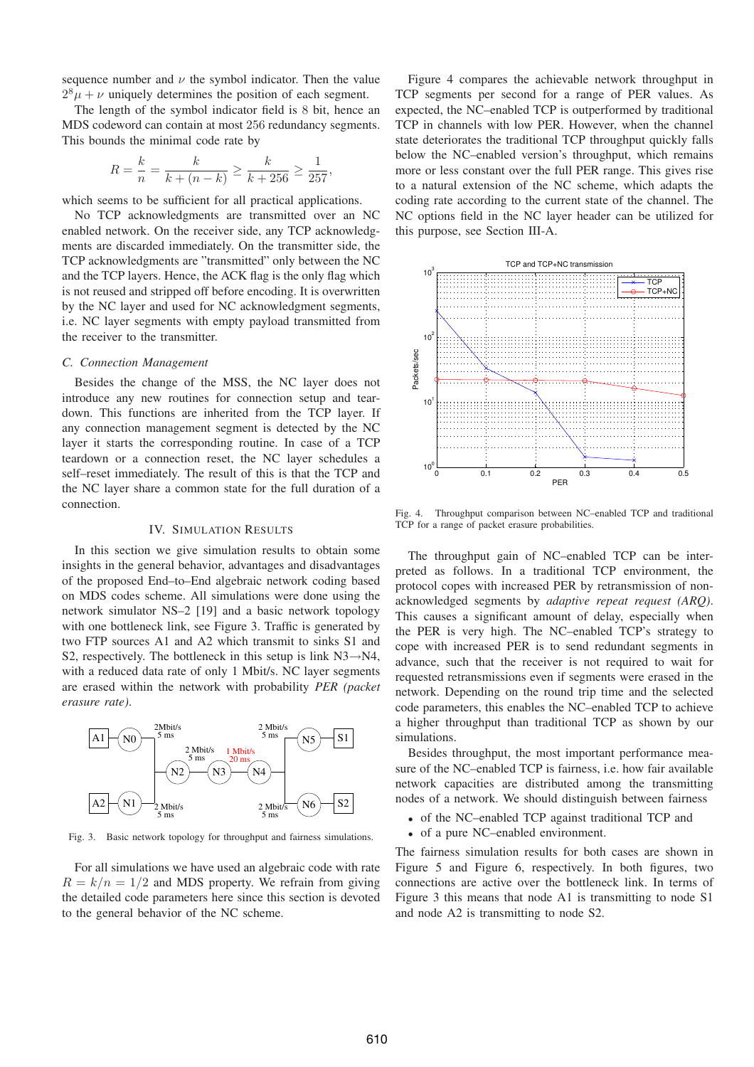sequence number and $\nu$ the symbol indicator. Then the value $2^8\mu + \nu$ uniquely determines the position of each segment.

The length of the symbol indicator field is 8 bit, hence an MDS codeword can contain at most 256 redundancy segments. This bounds the minimal code rate by

$$R = \frac{k}{n} = \frac{k}{k + (n-k)} \geq \frac{k}{k+256} \geq \frac{1}{257},$$

which seems to be sufficient for all practical applications.

No TCP acknowledgments are transmitted over an NC enabled network. On the receiver side, any TCP acknowledgments are discarded immediately. On the transmitter side, the TCP acknowledgments are "transmitted" only between the NC and the TCP layers. Hence, the ACK flag is the only flag which is not reused and stripped off before encoding. It is overwritten by the NC layer and used for NC acknowledgment segments, i.e. NC layer segments with empty payload transmitted from the receiver to the transmitter.

### C. Connection Management

Besides the change of the MSS, the NC layer does not introduce any new routines for connection setup and teardown. This functions are inherited from the TCP layer. If any connection management segment is detected by the NC layer it starts the corresponding routine. In case of a TCP teardown or a connection reset, the NC layer schedules a self–reset immediately. The result of this is that the TCP and the NC layer share a common state for the full duration of a connection.

## IV. Simulation Results

In this section we give simulation results to obtain some insights in the general behavior, advantages and disadvantages of the proposed End–to–End algebraic network coding based on MDS codes scheme. All simulations were done using the network simulator NS–2 [19] and a basic network topology with one bottleneck link, see Figure 3. Traffic is generated by two FTP sources A1 and A2 which transmit to sinks S1 and S2, respectively. The bottleneck in this setup is link N3→N4, with a reduced data rate of only 1 Mbit/s. NC layer segments are erased within the network with probability *PER (packet erasure rate)*.

A1 N0 2Mbit/s 5 ms 2 Mbit/s 5 ms N5 S1
N2 N3 N4 2 Mbit/s 5 ms 1 Mbit/s 20 ms
A2 N1 2 Mbit/s 5 ms 2 Mbit/s 5 ms N6 S2

Fig. 3. Basic network topology for throughput and fairness simulations.

For all simulations we have used an algebraic code with rate $R = k/n = 1/2$ and MDS property. We refrain from giving the detailed code parameters here since this section is devoted to the general behavior of the NC scheme.

Figure 4 compares the achievable network throughput in TCP segments per second for a range of PER values. As expected, the NC–enabled TCP is outperformed by traditional TCP in channels with low PER. However, when the channel state deteriorates the traditional TCP throughput quickly falls below the NC–enabled version's throughput, which remains more or less constant over the full PER range. This gives rise to a natural extension of the NC scheme, which adapts the coding rate according to the current state of the channel. The NC options field in the NC layer header can be utilized for this purpose, see Section III-A.

TCP and TCP+NC transmission
TCP
TCP+NC
Packets/sec
$10^3$
$10^2$
$10^1$
$10^0$
PER
0 0.1 0.2 0.3 0.4 0.5

Fig. 4. Throughput comparison between NC–enabled TCP and traditional TCP for a range of packet erasure probabilities.

The throughput gain of NC–enabled TCP can be interpreted as follows. In a traditional TCP environment, the protocol copes with increased PER by retransmission of non-acknowledged segments by *adaptive repeat request (ARQ)*. This causes a significant amount of delay, especially when the PER is very high. The NC–enabled TCP's strategy to cope with increased PER is to send redundant segments in advance, such that the receiver is not required to wait for requested retransmissions even if segments were erased in the network. Depending on the round trip time and the selected code parameters, this enables the NC–enabled TCP to achieve a higher throughput than traditional TCP as shown by our simulations.

Besides throughput, the most important performance measure of the NC–enabled TCP is fairness, i.e. how fair available network capacities are distributed among the transmitting nodes of a network. We should distinguish between fairness

- of the NC–enabled TCP against traditional TCP and
- of a pure NC–enabled environment.

The fairness simulation results for both cases are shown in Figure 5 and Figure 6, respectively. In both figures, two connections are active over the bottleneck link. In terms of Figure 3 this means that node A1 is transmitting to node S1 and node A2 is transmitting to node S2.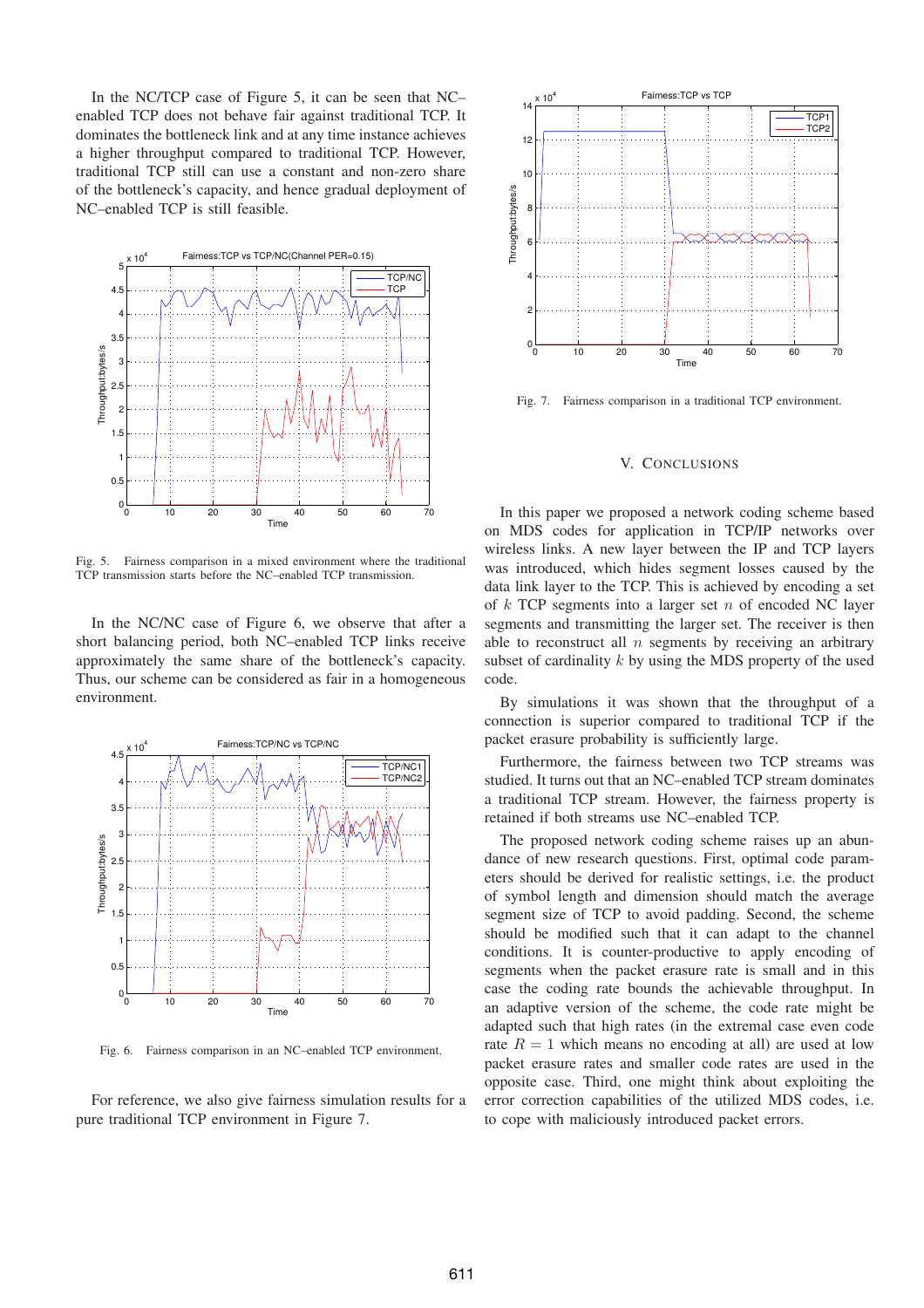In the NC/TCP case of Figure 5, it can be seen that NC–enabled TCP does not behave fair against traditional TCP. It dominates the bottleneck link and at any time instance achieves a higher throughput compared to traditional TCP. However, traditional TCP still can use a constant and non-zero share of the bottleneck's capacity, and hence gradual deployment of NC–enabled TCP is still feasible.

Fairness:TCP vs TCP/NC(Channel PER=0.15)

x 10^4

Throughput:bytes/s

Time

TCP/NC
TCP

0
0.5
1
1.5
2
2.5
3
3.5
4
4.5
5

0
10
20
30
40
50
60
70

Fig. 5. Fairness comparison in a mixed environment where the traditional TCP transmission starts before the NC–enabled TCP transmission.

In the NC/NC case of Figure 6, we observe that after a short balancing period, both NC–enabled TCP links receive approximately the same share of the bottleneck's capacity. Thus, our scheme can be considered as fair in a homogeneous environment.

Fairness:TCP/NC vs TCP/NC

x 10^4

Throughput:bytes/s

Time

TCP/NC1
TCP/NC2

0
0.5
1
1.5
2
2.5
3
3.5
4
4.5

0
10
20
30
40
50
60
70

Fig. 6. Fairness comparison in an NC–enabled TCP environment.

For reference, we also give fairness simulation results for a pure traditional TCP environment in Figure 7.

Fairness:TCP vs TCP

x 10^4

Throughput:bytes/s

Time

TCP1
TCP2

0
2
4
6
8
10
12
14

0
10
20
30
40
50
60
70

Fig. 7. Fairness comparison in a traditional TCP environment.

## V. Conclusions

In this paper we proposed a network coding scheme based on MDS codes for application in TCP/IP networks over wireless links. A new layer between the IP and TCP layers was introduced, which hides segment losses caused by the data link layer to the TCP. This is achieved by encoding a set of $k$ TCP segments into a larger set $n$ of encoded NC layer segments and transmitting the larger set. The receiver is then able to reconstruct all $n$ segments by receiving an arbitrary subset of cardinality $k$ by using the MDS property of the used code.

By simulations it was shown that the throughput of a connection is superior compared to traditional TCP if the packet erasure probability is sufficiently large.

Furthermore, the fairness between two TCP streams was studied. It turns out that an NC–enabled TCP stream dominates a traditional TCP stream. However, the fairness property is retained if both streams use NC–enabled TCP.

The proposed network coding scheme raises up an abundance of new research questions. First, optimal code parameters should be derived for realistic settings, i.e. the product of symbol length and dimension should match the average segment size of TCP to avoid padding. Second, the scheme should be modified such that it can adapt to the channel conditions. It is counter-productive to apply encoding of segments when the packet erasure rate is small and in this case the coding rate bounds the achievable throughput. In an adaptive version of the scheme, the code rate might be adapted such that high rates (in the extremal case even code rate $R = 1$ which means no encoding at all) are used at low packet erasure rates and smaller code rates are used in the opposite case. Third, one might think about exploiting the error correction capabilities of the utilized MDS codes, i.e. to cope with maliciously introduced packet errors.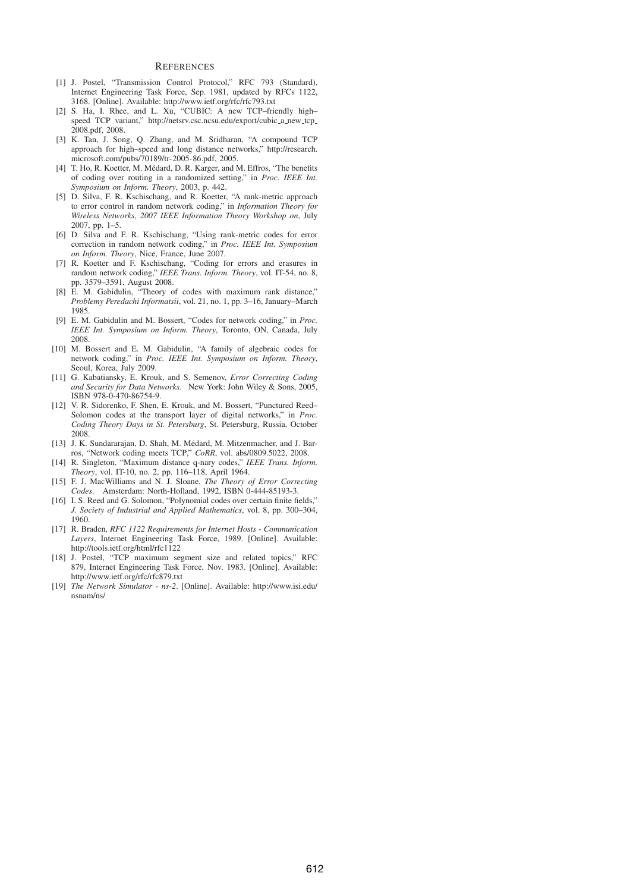## REFERENCES

[1] J. Postel, "Transmission Control Protocol," RFC 793 (Standard), Internet Engineering Task Force, Sep. 1981, updated by RFCs 1122, 3168. [Online]. Available: http://www.ietf.org/rfc/rfc793.txt

[2] S. Ha, I. Rhee, and L. Xu, "CUBIC: A new TCP–friendly high–speed TCP variant," http://netsrv.csc.ncsu.edu/export/cubic_a_new_tcp_2008.pdf, 2008.

[3] K. Tan, J. Song, Q. Zhang, and M. Sridharan, "A compound TCP approach for high–speed and long distance networks," http://research.microsoft.com/pubs/70189/tr-2005-86.pdf, 2005.

[4] T. Ho, R. Koetter, M. Médard, D. R. Karger, and M. Effros, "The benefits of coding over routing in a randomized setting," in *Proc. IEEE Int. Symposium on Inform. Theory*, 2003, p. 442.

[5] D. Silva, F. R. Kschischang, and R. Koetter, "A rank-metric approach to error control in random network coding," in *Information Theory for Wireless Networks, 2007 IEEE Information Theory Workshop on*, July 2007, pp. 1–5.

[6] D. Silva and F. R. Kschischang, "Using rank-metric codes for error correction in random network coding," in *Proc. IEEE Int. Symposium on Inform. Theory*, Nice, France, June 2007.

[7] R. Koetter and F. Kschischang, "Coding for errors and erasures in random network coding," *IEEE Trans. Inform. Theory*, vol. IT-54, no. 8, pp. 3579–3591, August 2008.

[8] E. M. Gabidulin, "Theory of codes with maximum rank distance," *Problemy Peredachi Informatsii*, vol. 21, no. 1, pp. 3–16, January–March 1985.

[9] E. M. Gabidulin and M. Bossert, "Codes for network coding," in *Proc. IEEE Int. Symposium on Inform. Theory*, Toronto, ON, Canada, July 2008.

[10] M. Bossert and E. M. Gabidulin, "A family of algebraic codes for network coding," in *Proc. IEEE Int. Symposium on Inform. Theory*, Seoul, Korea, July 2009.

[11] G. Kabatiansky, E. Krouk, and S. Semenov, *Error Correcting Coding and Security for Data Networks*. New York: John Wiley & Sons, 2005, ISBN 978-0-470-86754-9.

[12] V. R. Sidorenko, F. Shen, E. Krouk, and M. Bossert, "Punctured Reed–Solomon codes at the transport layer of digital networks," in *Proc. Coding Theory Days in St. Petersburg*, St. Petersburg, Russia, October 2008.

[13] J. K. Sundararajan, D. Shah, M. Médard, M. Mitzenmacher, and J. Barros, "Network coding meets TCP," *CoRR*, vol. abs/0809.5022, 2008.

[14] R. Singleton, "Maximum distance q-nary codes," *IEEE Trans. Inform. Theory*, vol. IT-10, no. 2, pp. 116–118, April 1964.

[15] F. J. MacWilliams and N. J. Sloane, *The Theory of Error Correcting Codes*. Amsterdam: North-Holland, 1992, ISBN 0-444-85193-3.

[16] I. S. Reed and G. Solomon, "Polynomial codes over certain finite fields," *J. Society of Industrial and Applied Mathematics*, vol. 8, pp. 300–304, 1960.

[17] R. Braden, *RFC 1122 Requirements for Internet Hosts - Communication Layers*, Internet Engineering Task Force, 1989. [Online]. Available: http://tools.ietf.org/html/rfc1122

[18] J. Postel, "TCP maximum segment size and related topics," RFC 879, Internet Engineering Task Force, Nov. 1983. [Online]. Available: http://www.ietf.org/rfc/rfc879.txt

[19] *The Network Simulator - ns-2*. [Online]. Available: http://www.isi.edu/nsnam/ns/